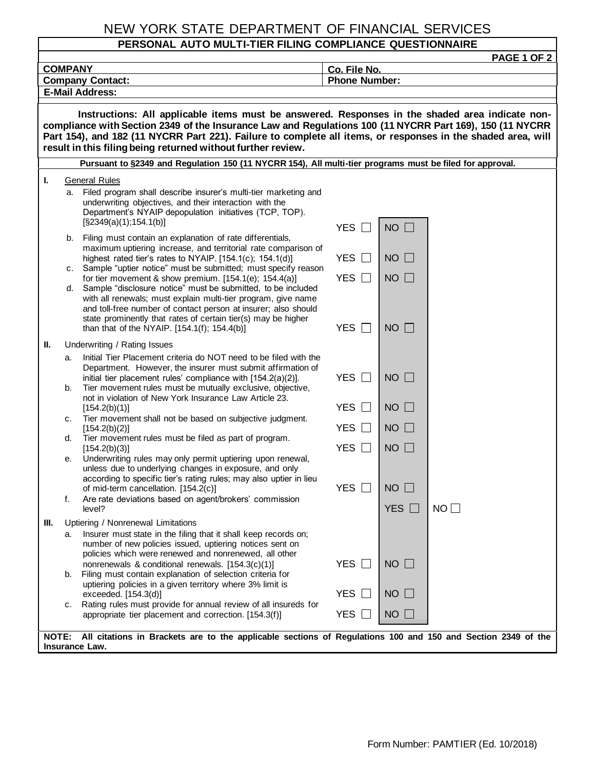# NEW YORK STATE DEPARTMENT OF FINANCIAL SERVICES

## PERSONAL AUTO MULTI-TIER FILING COMPLIANCE QUESTIONNAIRE

**PAGE 1 OF 2**

| **COMPANY** | **Co. File No.** |
|---|---|
| **Company Contact:** | **Phone Number:** |
| **E-Mail Address:** | |

**Instructions: All applicable items must be answered. Responses in the shaded area indicate non-compliance with Section 2349 of the Insurance Law and Regulations 100 (11 NYCRR Part 169), 150 (11 NYCRR Part 154), and 182 (11 NYCRR Part 221). Failure to complete all items, or responses in the shaded area, will result in this filing being returned without further review.**

**Pursuant to §2349 and Regulation 150 (11 NYCRR 154), All multi-tier programs must be filed for approval.**

| | | | |
|---|---|---|---|
| **I.** General Rules | | | |
| a. Filed program shall describe insurer's multi-tier marketing and underwriting objectives, and their interaction with the Department's NYAIP depopulation initiatives (TCP, TOP). [§2349(a)(1);154.1(b)] | YES ☐ | NO ☐ | |
| b. Filing must contain an explanation of rate differentials, maximum uptiering increase, and territorial rate comparison of highest rated tier's rates to NYAIP. [154.1(c); 154.1(d)] | YES ☐ | NO ☐ | |
| c. Sample "uptier notice" must be submitted; must specify reason for tier movement & show premium. [154.1(e); 154.4(a)] | YES ☐ | NO ☐ | |
| d. Sample "disclosure notice" must be submitted, to be included with all renewals; must explain multi-tier program, give name and toll-free number of contact person at insurer; also should state prominently that rates of certain tier(s) may be higher than that of the NYAIP. [154.1(f); 154.4(b)] | YES ☐ | NO ☐ | |
| **II.** Underwriting / Rating Issues | | | |
| a. Initial Tier Placement criteria do NOT need to be filed with the Department. However, the insurer must submit affirmation of initial tier placement rules' compliance with [154.2(a)(2)]. | YES ☐ | NO ☐ | |
| b. Tier movement rules must be mutually exclusive, objective, not in violation of New York Insurance Law Article 23. [154.2(b)(1)] | YES ☐ | NO ☐ | |
| c. Tier movement shall not be based on subjective judgment. [154.2(b)(2)] | YES ☐ | NO ☐ | |
| d. Tier movement rules must be filed as part of program. [154.2(b)(3)] | YES ☐ | NO ☐ | |
| e. Underwriting rules may only permit uptiering upon renewal, unless due to underlying changes in exposure, and only according to specific tier's rating rules; may also uptier in lieu of mid-term cancellation. [154.2(c)] | YES ☐ | NO ☐ | |
| f. Are rate deviations based on agent/brokers' commission level? | | YES ☐ | NO ☐ |
| **III.** Uptiering / Nonrenewal Limitations | | | |
| a. Insurer must state in the filing that it shall keep records on; number of new policies issued, uptiering notices sent on policies which were renewed and nonrenewed, all other nonrenewals & conditional renewals. [154.3(c)(1)] | YES ☐ | NO ☐ | |
| b. Filing must contain explanation of selection criteria for uptiering policies in a given territory where 3% limit is exceeded. [154.3(d)] | YES ☐ | NO ☐ | |
| c. Rating rules must provide for annual review of all insureds for appropriate tier placement and correction. [154.3(f)] | YES ☐ | NO ☐ | |

**NOTE: All citations in Brackets are to the applicable sections of Regulations 100 and 150 and Section 2349 of the Insurance Law.**

Form Number: PAMTIER (Ed. 10/2018)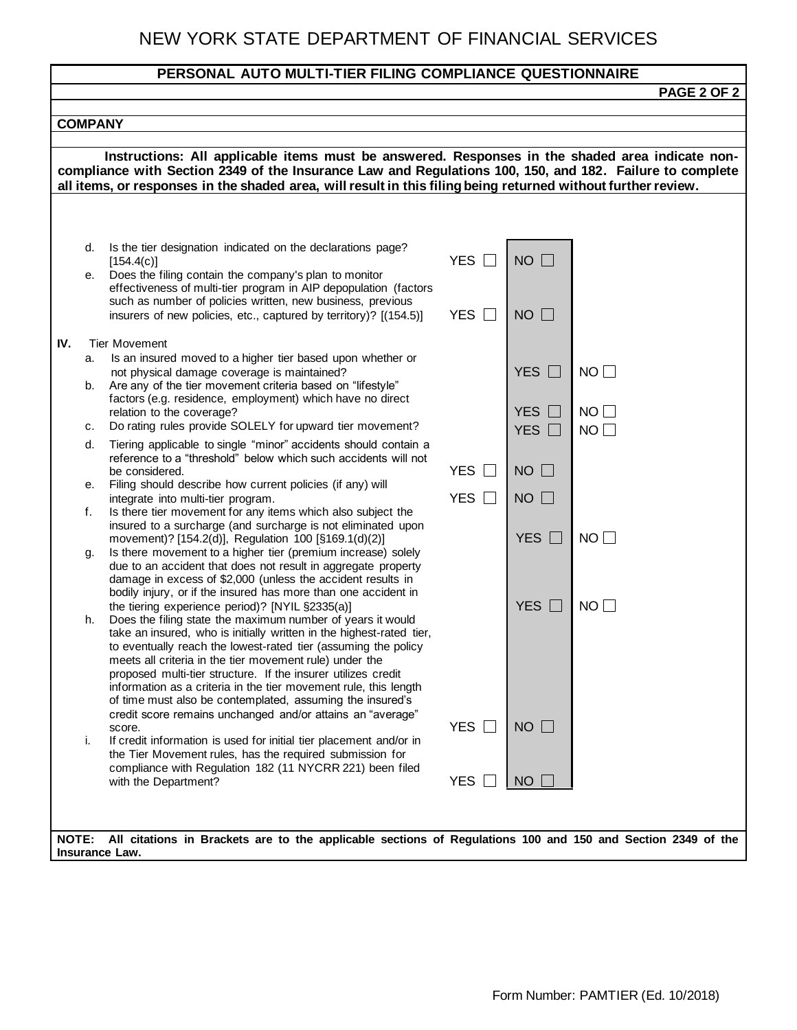# NEW YORK STATE DEPARTMENT OF FINANCIAL SERVICES

## PERSONAL AUTO MULTI-TIER FILING COMPLIANCE QUESTIONNAIRE

**PAGE 2 OF 2**

**COMPANY**

**Instructions: All applicable items must be answered. Responses in the shaded area indicate non-compliance with Section 2349 of the Insurance Law and Regulations 100, 150, and 182. Failure to complete all items, or responses in the shaded area, will result in this filing being returned without further review.**

| | | | | |
|---|---|---|---|---|
| d. | Is the tier designation indicated on the declarations page? [154.4(c)] | YES ☐ | NO ☐ | |
| e. | Does the filing contain the company's plan to monitor effectiveness of multi-tier program in AIP depopulation (factors such as number of policies written, new business, previous insurers of new policies, etc., captured by territory)? [(154.5)] | YES ☐ | NO ☐ | |
| **IV.** | Tier Movement | | | |
| a. | Is an insured moved to a higher tier based upon whether or not physical damage coverage is maintained? | | YES ☐ | NO ☐ |
| b. | Are any of the tier movement criteria based on "lifestyle" factors (e.g. residence, employment) which have no direct relation to the coverage? | | YES ☐ | NO ☐ |
| c. | Do rating rules provide SOLELY for upward tier movement? | | YES ☐ | NO ☐ |
| d. | Tiering applicable to single "minor" accidents should contain a reference to a "threshold" below which such accidents will not be considered. | YES ☐ | NO ☐ | |
| e. | Filing should describe how current policies (if any) will integrate into multi-tier program. | YES ☐ | NO ☐ | |
| f. | Is there tier movement for any items which also subject the insured to a surcharge (and surcharge is not eliminated upon movement)? [154.2(d)], Regulation 100 [§169.1(d)(2)] | | YES ☐ | NO ☐ |
| g. | Is there movement to a higher tier (premium increase) solely due to an accident that does not result in aggregate property damage in excess of $2,000 (unless the accident results in bodily injury, or if the insured has more than one accident in the tiering experience period)? [NYIL §2335(a)] | | YES ☐ | NO ☐ |
| h. | Does the filing state the maximum number of years it would take an insured, who is initially written in the highest-rated tier, to eventually reach the lowest-rated tier (assuming the policy meets all criteria in the tier movement rule) under the proposed multi-tier structure. If the insurer utilizes credit information as a criteria in the tier movement rule, this length of time must also be contemplated, assuming the insured's credit score remains unchanged and/or attains an "average" score. | YES ☐ | NO ☐ | |
| i. | If credit information is used for initial tier placement and/or in the Tier Movement rules, has the required submission for compliance with Regulation 182 (11 NYCRR 221) been filed with the Department? | YES ☐ | NO ☐ | |

**NOTE: All citations in Brackets are to the applicable sections of Regulations 100 and 150 and Section 2349 of the Insurance Law.**

Form Number: PAMTIER (Ed. 10/2018)